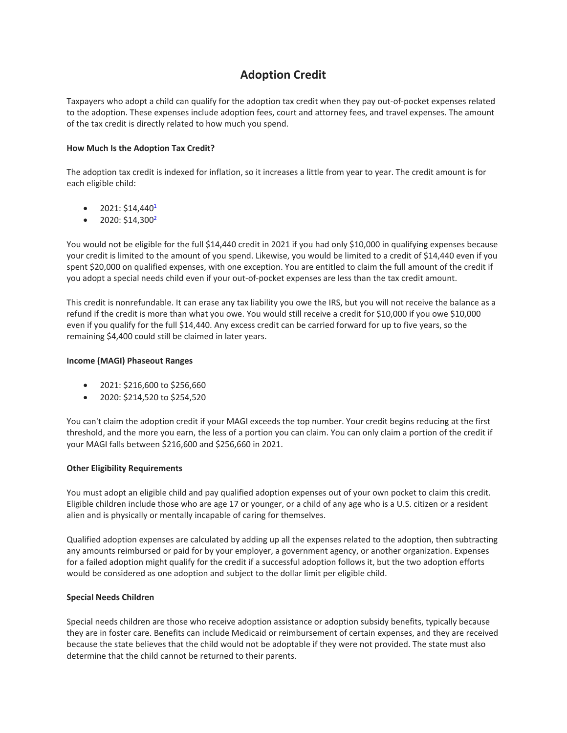# Adoption Credit

Taxpayers who adopt a child can qualify for the adoption tax credit when they pay out-of-pocket expenses related to the adoption. These expenses include adoption fees, court and attorney fees, and travel expenses. The amount of the tax credit is directly related to how much you spend.

**How Much Is the Adoption Tax Credit?**

The adoption tax credit is indexed for inflation, so it increases a little from year to year. The credit amount is for each eligible child:

- 2021: $14,440[1]
- 2020: $14,300[2]

You would not be eligible for the full $14,440 credit in 2021 if you had only $10,000 in qualifying expenses because your credit is limited to the amount of you spend. Likewise, you would be limited to a credit of $14,440 even if you spent $20,000 on qualified expenses, with one exception. You are entitled to claim the full amount of the credit if you adopt a special needs child even if your out-of-pocket expenses are less than the tax credit amount.

This credit is nonrefundable. It can erase any tax liability you owe the IRS, but you will not receive the balance as a refund if the credit is more than what you owe. You would still receive a credit for $10,000 if you owe $10,000 even if you qualify for the full $14,440. Any excess credit can be carried forward for up to five years, so the remaining $4,400 could still be claimed in later years.

**Income (MAGI) Phaseout Ranges**

- 2021: $216,600 to $256,660
- 2020: $214,520 to $254,520

You can't claim the adoption credit if your MAGI exceeds the top number. Your credit begins reducing at the first threshold, and the more you earn, the less of a portion you can claim. You can only claim a portion of the credit if your MAGI falls between $216,600 and $256,660 in 2021.

**Other Eligibility Requirements**

You must adopt an eligible child and pay qualified adoption expenses out of your own pocket to claim this credit. Eligible children include those who are age 17 or younger, or a child of any age who is a U.S. citizen or a resident alien and is physically or mentally incapable of caring for themselves.

Qualified adoption expenses are calculated by adding up all the expenses related to the adoption, then subtracting any amounts reimbursed or paid for by your employer, a government agency, or another organization. Expenses for a failed adoption might qualify for the credit if a successful adoption follows it, but the two adoption efforts would be considered as one adoption and subject to the dollar limit per eligible child.

**Special Needs Children**

Special needs children are those who receive adoption assistance or adoption subsidy benefits, typically because they are in foster care. Benefits can include Medicaid or reimbursement of certain expenses, and they are received because the state believes that the child would not be adoptable if they were not provided. The state must also determine that the child cannot be returned to their parents.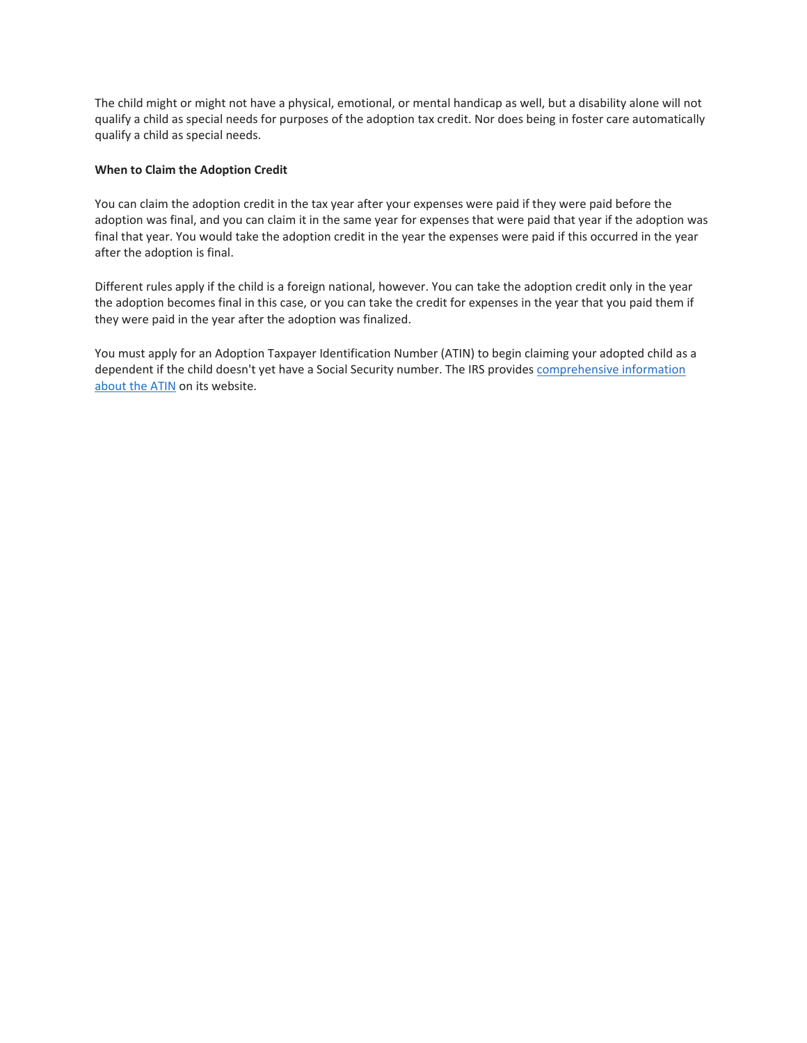The child might or might not have a physical, emotional, or mental handicap as well, but a disability alone will not qualify a child as special needs for purposes of the adoption tax credit. Nor does being in foster care automatically qualify a child as special needs.

**When to Claim the Adoption Credit**

You can claim the adoption credit in the tax year after your expenses were paid if they were paid before the adoption was final, and you can claim it in the same year for expenses that were paid that year if the adoption was final that year. You would take the adoption credit in the year the expenses were paid if this occurred in the year after the adoption is final.

Different rules apply if the child is a foreign national, however. You can take the adoption credit only in the year the adoption becomes final in this case, or you can take the credit for expenses in the year that you paid them if they were paid in the year after the adoption was finalized.

You must apply for an Adoption Taxpayer Identification Number (ATIN) to begin claiming your adopted child as a dependent if the child doesn't yet have a Social Security number. The IRS provides comprehensive information about the ATIN on its website.